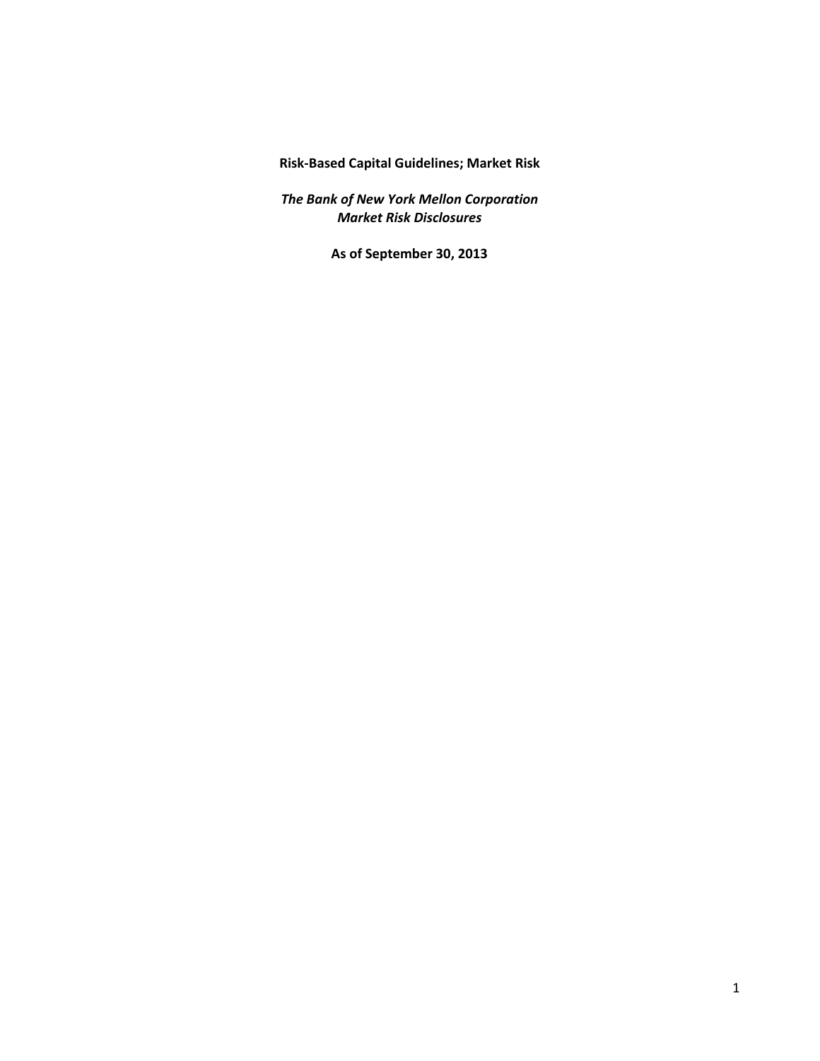**Risk-Based Capital Guidelines; Market Risk**

***The Bank of New York Mellon Corporation***
***Market Risk Disclosures***

**As of September 30, 2013**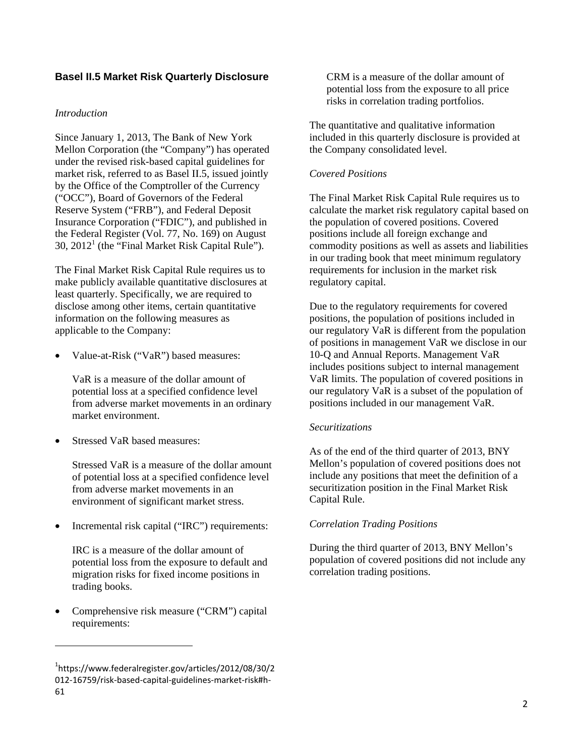## Basel II.5 Market Risk Quarterly Disclosure

*Introduction*

Since January 1, 2013, The Bank of New York Mellon Corporation (the "Company") has operated under the revised risk-based capital guidelines for market risk, referred to as Basel II.5, issued jointly by the Office of the Comptroller of the Currency ("OCC"), Board of Governors of the Federal Reserve System ("FRB"), and Federal Deposit Insurance Corporation ("FDIC"), and published in the Federal Register (Vol. 77, No. 169) on August 30, 2012[1] (the "Final Market Risk Capital Rule").

The Final Market Risk Capital Rule requires us to make publicly available quantitative disclosures at least quarterly. Specifically, we are required to disclose among other items, certain quantitative information on the following measures as applicable to the Company:

- Value-at-Risk ("VaR") based measures:

  VaR is a measure of the dollar amount of potential loss at a specified confidence level from adverse market movements in an ordinary market environment.

- Stressed VaR based measures:

  Stressed VaR is a measure of the dollar amount of potential loss at a specified confidence level from adverse market movements in an environment of significant market stress.

- Incremental risk capital ("IRC") requirements:

  IRC is a measure of the dollar amount of potential loss from the exposure to default and migration risks for fixed income positions in trading books.

- Comprehensive risk measure ("CRM") capital requirements:

  CRM is a measure of the dollar amount of potential loss from the exposure to all price risks in correlation trading portfolios.

The quantitative and qualitative information included in this quarterly disclosure is provided at the Company consolidated level.

*Covered Positions*

The Final Market Risk Capital Rule requires us to calculate the market risk regulatory capital based on the population of covered positions. Covered positions include all foreign exchange and commodity positions as well as assets and liabilities in our trading book that meet minimum regulatory requirements for inclusion in the market risk regulatory capital.

Due to the regulatory requirements for covered positions, the population of positions included in our regulatory VaR is different from the population of positions in management VaR we disclose in our 10-Q and Annual Reports. Management VaR includes positions subject to internal management VaR limits. The population of covered positions in our regulatory VaR is a subset of the population of positions included in our management VaR.

*Securitizations*

As of the end of the third quarter of 2013, BNY Mellon's population of covered positions does not include any positions that meet the definition of a securitization position in the Final Market Risk Capital Rule.

*Correlation Trading Positions*

During the third quarter of 2013, BNY Mellon's population of covered positions did not include any correlation trading positions.

---

[1] https://www.federalregister.gov/articles/2012/08/30/2012-16759/risk-based-capital-guidelines-market-risk#h-61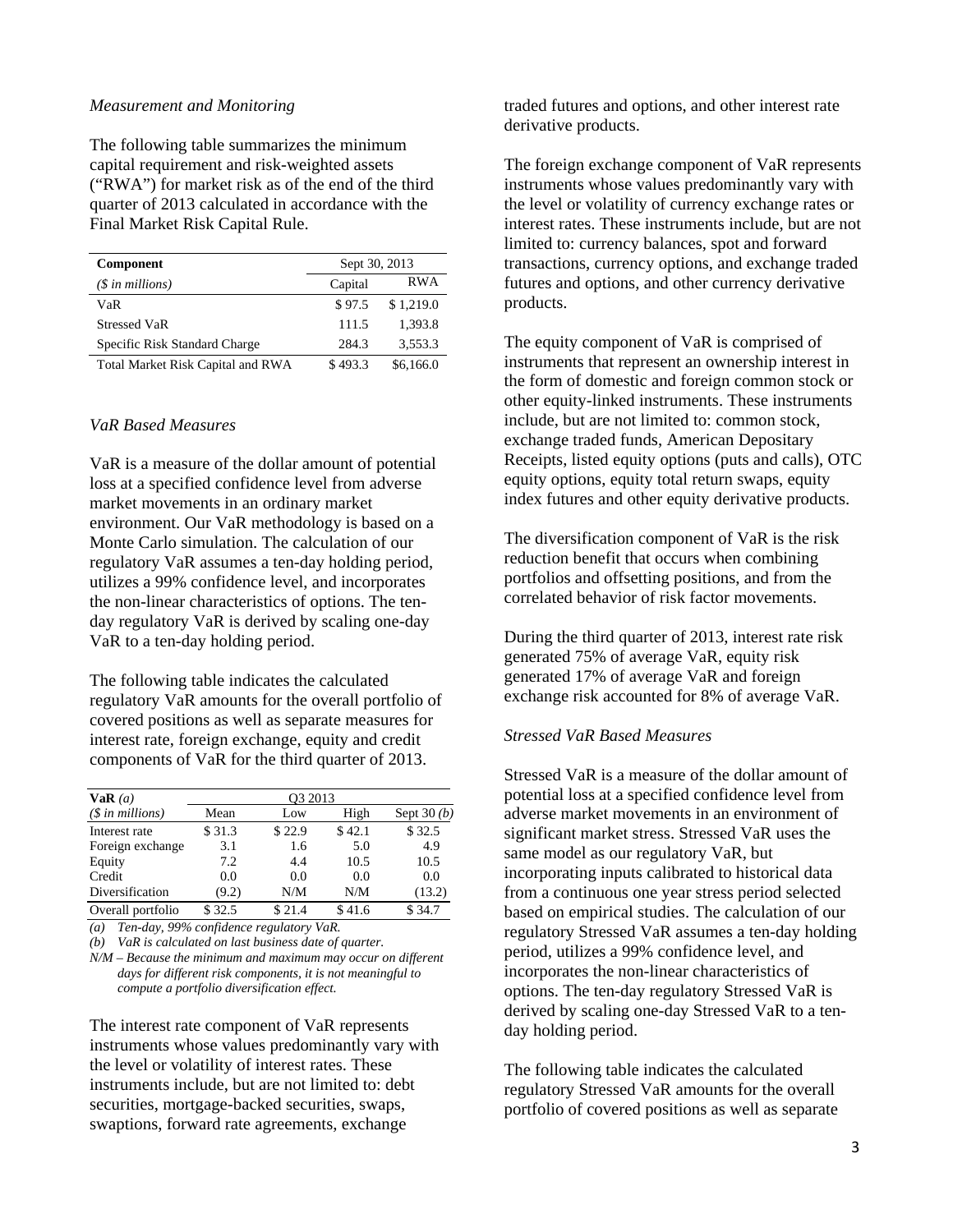*Measurement and Monitoring*

The following table summarizes the minimum capital requirement and risk-weighted assets ("RWA") for market risk as of the end of the third quarter of 2013 calculated in accordance with the Final Market Risk Capital Rule.

| **Component** | Sept 30, 2013 | |
|---|---|---|
| *($ in millions)* | Capital | RWA |
| VaR | $ 97.5 | $ 1,219.0 |
| Stressed VaR | 111.5 | 1,393.8 |
| Specific Risk Standard Charge | 284.3 | 3,553.3 |
| Total Market Risk Capital and RWA | $ 493.3 | $6,166.0 |

*VaR Based Measures*

VaR is a measure of the dollar amount of potential loss at a specified confidence level from adverse market movements in an ordinary market environment. Our VaR methodology is based on a Monte Carlo simulation. The calculation of our regulatory VaR assumes a ten-day holding period, utilizes a 99% confidence level, and incorporates the non-linear characteristics of options. The ten-day regulatory VaR is derived by scaling one-day VaR to a ten-day holding period.

The following table indicates the calculated regulatory VaR amounts for the overall portfolio of covered positions as well as separate measures for interest rate, foreign exchange, equity and credit components of VaR for the third quarter of 2013.

| **VaR** *(a)* | Q3 2013 | | | |
|---|---|---|---|---|
| *($ in millions)* | Mean | Low | High | Sept 30 *(b)* |
| Interest rate | $ 31.3 | $ 22.9 | $ 42.1 | $ 32.5 |
| Foreign exchange | 3.1 | 1.6 | 5.0 | 4.9 |
| Equity | 7.2 | 4.4 | 10.5 | 10.5 |
| Credit | 0.0 | 0.0 | 0.0 | 0.0 |
| Diversification | (9.2) | N/M | N/M | (13.2) |
| Overall portfolio | $ 32.5 | $ 21.4 | $ 41.6 | $ 34.7 |

*(a) Ten-day, 99% confidence regulatory VaR.*
*(b) VaR is calculated on last business date of quarter.*
*N/M – Because the minimum and maximum may occur on different days for different risk components, it is not meaningful to compute a portfolio diversification effect.*

The interest rate component of VaR represents instruments whose values predominantly vary with the level or volatility of interest rates. These instruments include, but are not limited to: debt securities, mortgage-backed securities, swaps, swaptions, forward rate agreements, exchange traded futures and options, and other interest rate derivative products.

The foreign exchange component of VaR represents instruments whose values predominantly vary with the level or volatility of currency exchange rates or interest rates. These instruments include, but are not limited to: currency balances, spot and forward transactions, currency options, and exchange traded futures and options, and other currency derivative products.

The equity component of VaR is comprised of instruments that represent an ownership interest in the form of domestic and foreign common stock or other equity-linked instruments. These instruments include, but are not limited to: common stock, exchange traded funds, American Depositary Receipts, listed equity options (puts and calls), OTC equity options, equity total return swaps, equity index futures and other equity derivative products.

The diversification component of VaR is the risk reduction benefit that occurs when combining portfolios and offsetting positions, and from the correlated behavior of risk factor movements.

During the third quarter of 2013, interest rate risk generated 75% of average VaR, equity risk generated 17% of average VaR and foreign exchange risk accounted for 8% of average VaR.

*Stressed VaR Based Measures*

Stressed VaR is a measure of the dollar amount of potential loss at a specified confidence level from adverse market movements in an environment of significant market stress. Stressed VaR uses the same model as our regulatory VaR, but incorporating inputs calibrated to historical data from a continuous one year stress period selected based on empirical studies. The calculation of our regulatory Stressed VaR assumes a ten-day holding period, utilizes a 99% confidence level, and incorporates the non-linear characteristics of options. The ten-day regulatory Stressed VaR is derived by scaling one-day Stressed VaR to a ten-day holding period.

The following table indicates the calculated regulatory Stressed VaR amounts for the overall portfolio of covered positions as well as separate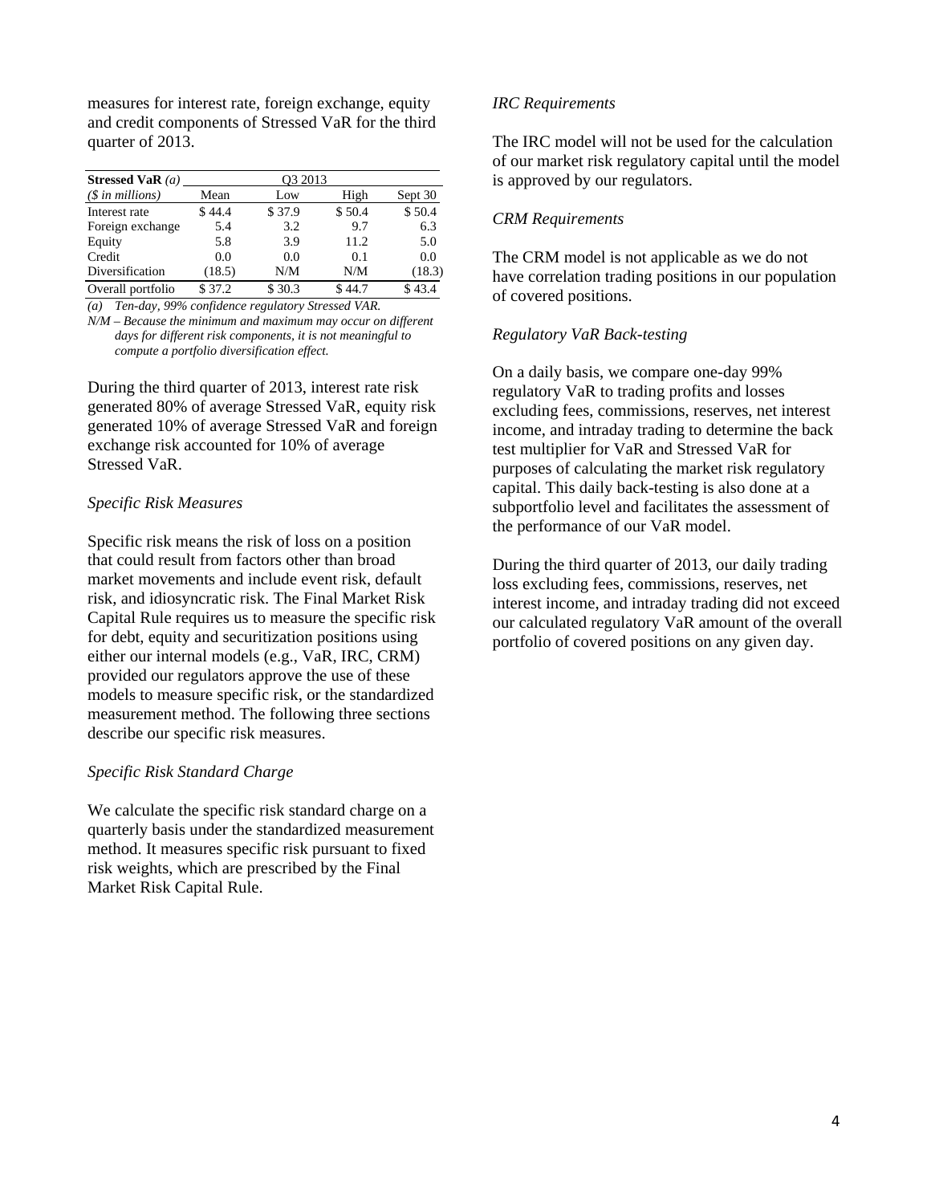measures for interest rate, foreign exchange, equity and credit components of Stressed VaR for the third quarter of 2013.

| **Stressed VaR** *(a)* | Q3 2013 | | | |
|---|---|---|---|---|
| *($ in millions)* | Mean | Low | High | Sept 30 |
| Interest rate | $ 44.4 | $ 37.9 | $ 50.4 | $ 50.4 |
| Foreign exchange | 5.4 | 3.2 | 9.7 | 6.3 |
| Equity | 5.8 | 3.9 | 11.2 | 5.0 |
| Credit | 0.0 | 0.0 | 0.1 | 0.0 |
| Diversification | (18.5) | N/M | N/M | (18.3) |
| Overall portfolio | $ 37.2 | $ 30.3 | $ 44.7 | $ 43.4 |

*(a) Ten-day, 99% confidence regulatory Stressed VAR.*

*N/M – Because the minimum and maximum may occur on different days for different risk components, it is not meaningful to compute a portfolio diversification effect.*

During the third quarter of 2013, interest rate risk generated 80% of average Stressed VaR, equity risk generated 10% of average Stressed VaR and foreign exchange risk accounted for 10% of average Stressed VaR.

*Specific Risk Measures*

Specific risk means the risk of loss on a position that could result from factors other than broad market movements and include event risk, default risk, and idiosyncratic risk. The Final Market Risk Capital Rule requires us to measure the specific risk for debt, equity and securitization positions using either our internal models (e.g., VaR, IRC, CRM) provided our regulators approve the use of these models to measure specific risk, or the standardized measurement method. The following three sections describe our specific risk measures.

*Specific Risk Standard Charge*

We calculate the specific risk standard charge on a quarterly basis under the standardized measurement method. It measures specific risk pursuant to fixed risk weights, which are prescribed by the Final Market Risk Capital Rule.

*IRC Requirements*

The IRC model will not be used for the calculation of our market risk regulatory capital until the model is approved by our regulators.

*CRM Requirements*

The CRM model is not applicable as we do not have correlation trading positions in our population of covered positions.

*Regulatory VaR Back-testing*

On a daily basis, we compare one-day 99% regulatory VaR to trading profits and losses excluding fees, commissions, reserves, net interest income, and intraday trading to determine the back test multiplier for VaR and Stressed VaR for purposes of calculating the market risk regulatory capital. This daily back-testing is also done at a subportfolio level and facilitates the assessment of the performance of our VaR model.

During the third quarter of 2013, our daily trading loss excluding fees, commissions, reserves, net interest income, and intraday trading did not exceed our calculated regulatory VaR amount of the overall portfolio of covered positions on any given day.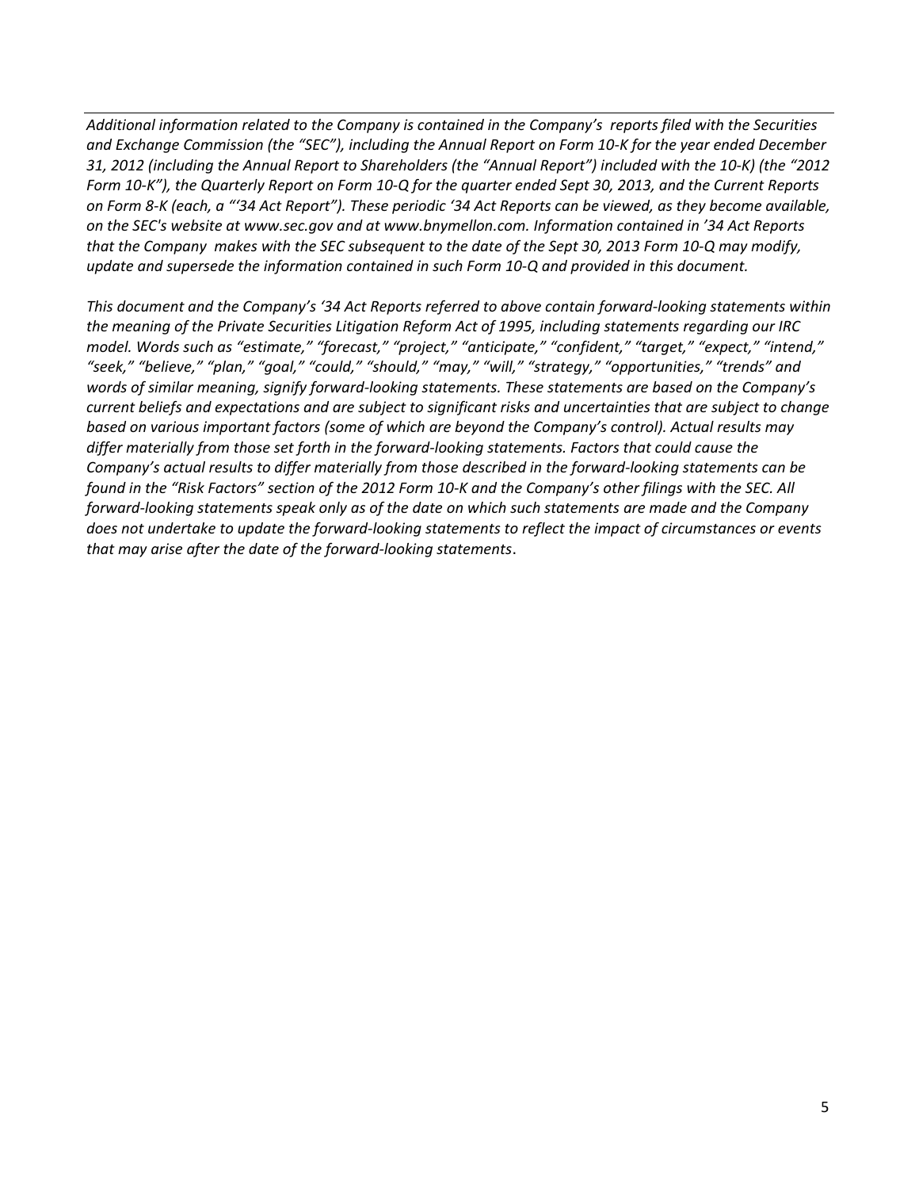*Additional information related to the Company is contained in the Company's reports filed with the Securities and Exchange Commission (the "SEC"), including the Annual Report on Form 10-K for the year ended December 31, 2012 (including the Annual Report to Shareholders (the "Annual Report") included with the 10-K) (the "2012 Form 10-K"), the Quarterly Report on Form 10-Q for the quarter ended Sept 30, 2013, and the Current Reports on Form 8-K (each, a "'34 Act Report"). These periodic '34 Act Reports can be viewed, as they become available, on the SEC's website at www.sec.gov and at www.bnymellon.com. Information contained in '34 Act Reports that the Company makes with the SEC subsequent to the date of the Sept 30, 2013 Form 10-Q may modify, update and supersede the information contained in such Form 10-Q and provided in this document.*

*This document and the Company's '34 Act Reports referred to above contain forward-looking statements within the meaning of the Private Securities Litigation Reform Act of 1995, including statements regarding our IRC model. Words such as "estimate," "forecast," "project," "anticipate," "confident," "target," "expect," "intend," "seek," "believe," "plan," "goal," "could," "should," "may," "will," "strategy," "opportunities," "trends" and words of similar meaning, signify forward-looking statements. These statements are based on the Company's current beliefs and expectations and are subject to significant risks and uncertainties that are subject to change based on various important factors (some of which are beyond the Company's control). Actual results may differ materially from those set forth in the forward-looking statements. Factors that could cause the Company's actual results to differ materially from those described in the forward-looking statements can be found in the "Risk Factors" section of the 2012 Form 10-K and the Company's other filings with the SEC. All forward-looking statements speak only as of the date on which such statements are made and the Company does not undertake to update the forward-looking statements to reflect the impact of circumstances or events that may arise after the date of the forward-looking statements.*